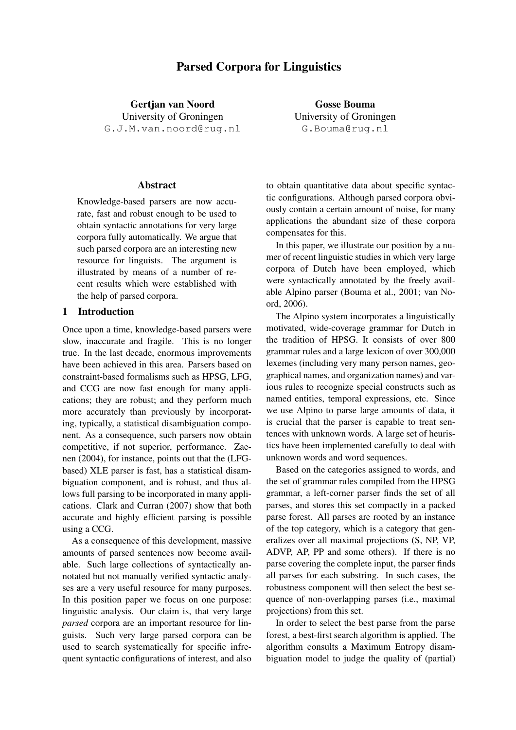# Parsed Corpora for Linguistics

**Gertjan van Noord**
University of Groningen
G.J.M.van.noord@rug.nl

**Gosse Bouma**
University of Groningen
G.Bouma@rug.nl

## Abstract

Knowledge-based parsers are now accurate, fast and robust enough to be used to obtain syntactic annotations for very large corpora fully automatically. We argue that such parsed corpora are an interesting new resource for linguists. The argument is illustrated by means of a number of recent results which were established with the help of parsed corpora.

## 1 Introduction

Once upon a time, knowledge-based parsers were slow, inaccurate and fragile. This is no longer true. In the last decade, enormous improvements have been achieved in this area. Parsers based on constraint-based formalisms such as HPSG, LFG, and CCG are now fast enough for many applications; they are robust; and they perform much more accurately than previously by incorporating, typically, a statistical disambiguation component. As a consequence, such parsers now obtain competitive, if not superior, performance. Zaenen (2004), for instance, points out that the (LFG-based) XLE parser is fast, has a statistical disambiguation component, and is robust, and thus allows full parsing to be incorporated in many applications. Clark and Curran (2007) show that both accurate and highly efficient parsing is possible using a CCG.

As a consequence of this development, massive amounts of parsed sentences now become available. Such large collections of syntactically annotated but not manually verified syntactic analyses are a very useful resource for many purposes. In this position paper we focus on one purpose: linguistic analysis. Our claim is, that very large *parsed* corpora are an important resource for linguists. Such very large parsed corpora can be used to search systematically for specific infrequent syntactic configurations of interest, and also to obtain quantitative data about specific syntactic configurations. Although parsed corpora obviously contain a certain amount of noise, for many applications the abundant size of these corpora compensates for this.

In this paper, we illustrate our position by a numer of recent linguistic studies in which very large corpora of Dutch have been employed, which were syntactically annotated by the freely available Alpino parser (Bouma et al., 2001; van Noord, 2006).

The Alpino system incorporates a linguistically motivated, wide-coverage grammar for Dutch in the tradition of HPSG. It consists of over 800 grammar rules and a large lexicon of over 300,000 lexemes (including very many person names, geographical names, and organization names) and various rules to recognize special constructs such as named entities, temporal expressions, etc. Since we use Alpino to parse large amounts of data, it is crucial that the parser is capable to treat sentences with unknown words. A large set of heuristics have been implemented carefully to deal with unknown words and word sequences.

Based on the categories assigned to words, and the set of grammar rules compiled from the HPSG grammar, a left-corner parser finds the set of all parses, and stores this set compactly in a packed parse forest. All parses are rooted by an instance of the top category, which is a category that generalizes over all maximal projections (S, NP, VP, ADVP, AP, PP and some others). If there is no parse covering the complete input, the parser finds all parses for each substring. In such cases, the robustness component will then select the best sequence of non-overlapping parses (i.e., maximal projections) from this set.

In order to select the best parse from the parse forest, a best-first search algorithm is applied. The algorithm consults a Maximum Entropy disambiguation model to judge the quality of (partial)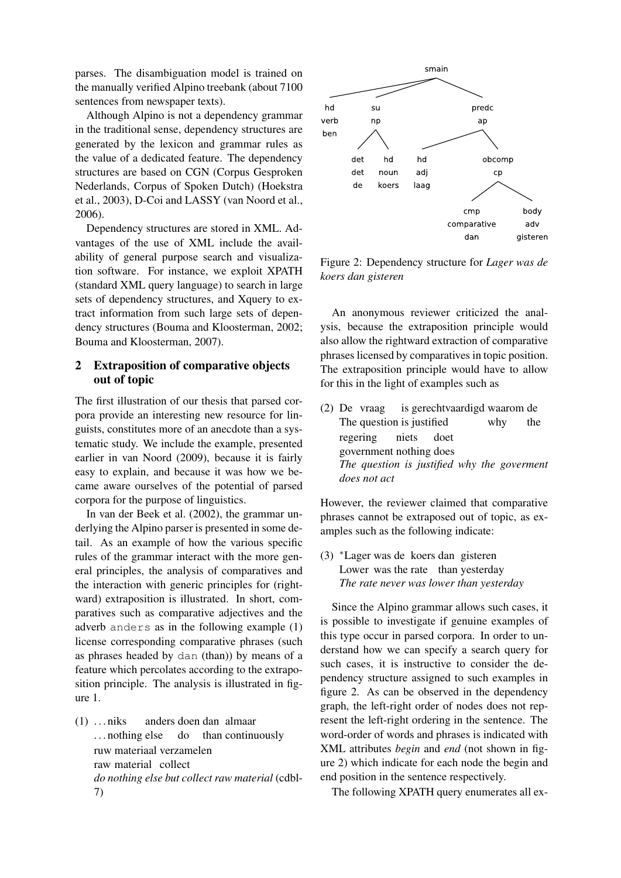parses. The disambiguation model is trained on the manually verified Alpino treebank (about 7100 sentences from newspaper texts).

Although Alpino is not a dependency grammar in the traditional sense, dependency structures are generated by the lexicon and grammar rules as the value of a dedicated feature. The dependency structures are based on CGN (Corpus Gesproken Nederlands, Corpus of Spoken Dutch) (Hoekstra et al., 2003), D-Coi and LASSY (van Noord et al., 2006).

Dependency structures are stored in XML. Advantages of the use of XML include the availability of general purpose search and visualization software. For instance, we exploit XPATH (standard XML query language) to search in large sets of dependency structures, and Xquery to extract information from such large sets of dependency structures (Bouma and Kloosterman, 2002; Bouma and Kloosterman, 2007).

## 2 Extraposition of comparative objects out of topic

The first illustration of our thesis that parsed corpora provide an interesting new resource for linguists, constitutes more of an anecdote than a systematic study. We include the example, presented earlier in van Noord (2009), because it is fairly easy to explain, and because it was how we became aware ourselves of the potential of parsed corpora for the purpose of linguistics.

In van der Beek et al. (2002), the grammar underlying the Alpino parser is presented in some detail. As an example of how the various specific rules of the grammar interact with the more general principles, the analysis of comparatives and the interaction with generic principles for (rightward) extraposition is illustrated. In short, comparatives such as comparative adjectives and the adverb `anders` as in the following example (1) license corresponding comparative phrases (such as phrases headed by `dan` (than)) by means of a feature which percolates according to the extraposition principle. The analysis is illustrated in figure 1.

(1) . . . niks anders doen dan almaar
. . . nothing else do than continuously
ruw materiaal verzamelen
raw material collect
*do nothing else but collect raw material* (cdbl-7)

```
smain
├── hd: verb "ben"
├── su: np
│   ├── det: det "de"
│   └── hd: noun "koers"
└── predc: ap
    ├── hd: adj "laag"
    └── obcomp: cp
        ├── cmp: comparative "dan"
        └── body: adv "gisteren"
```

Figure 2: Dependency structure for *Lager was de koers dan gisteren*

An anonymous reviewer criticized the analysis, because the extraposition principle would also allow the rightward extraction of comparative phrases licensed by comparatives in topic position. The extraposition principle would have to allow for this in the light of examples such as

(2) De vraag is gerechtvaardigd waarom de
The question is justified why the
regering niets doet
government nothing does
*The question is justified why the goverment does not act*

However, the reviewer claimed that comparative phrases cannot be extraposed out of topic, as examples such as the following indicate:

(3) *Lager was de koers dan gisteren
Lower was the rate than yesterday
*The rate never was lower than yesterday*

Since the Alpino grammar allows such cases, it is possible to investigate if genuine examples of this type occur in parsed corpora. In order to understand how we can specify a search query for such cases, it is instructive to consider the dependency structure assigned to such examples in figure 2. As can be observed in the dependency graph, the left-right order of nodes does not represent the left-right ordering in the sentence. The word-order of words and phrases is indicated with XML attributes *begin* and *end* (not shown in figure 2) which indicate for each node the begin and end position in the sentence respectively.

The following XPATH query enumerates all ex-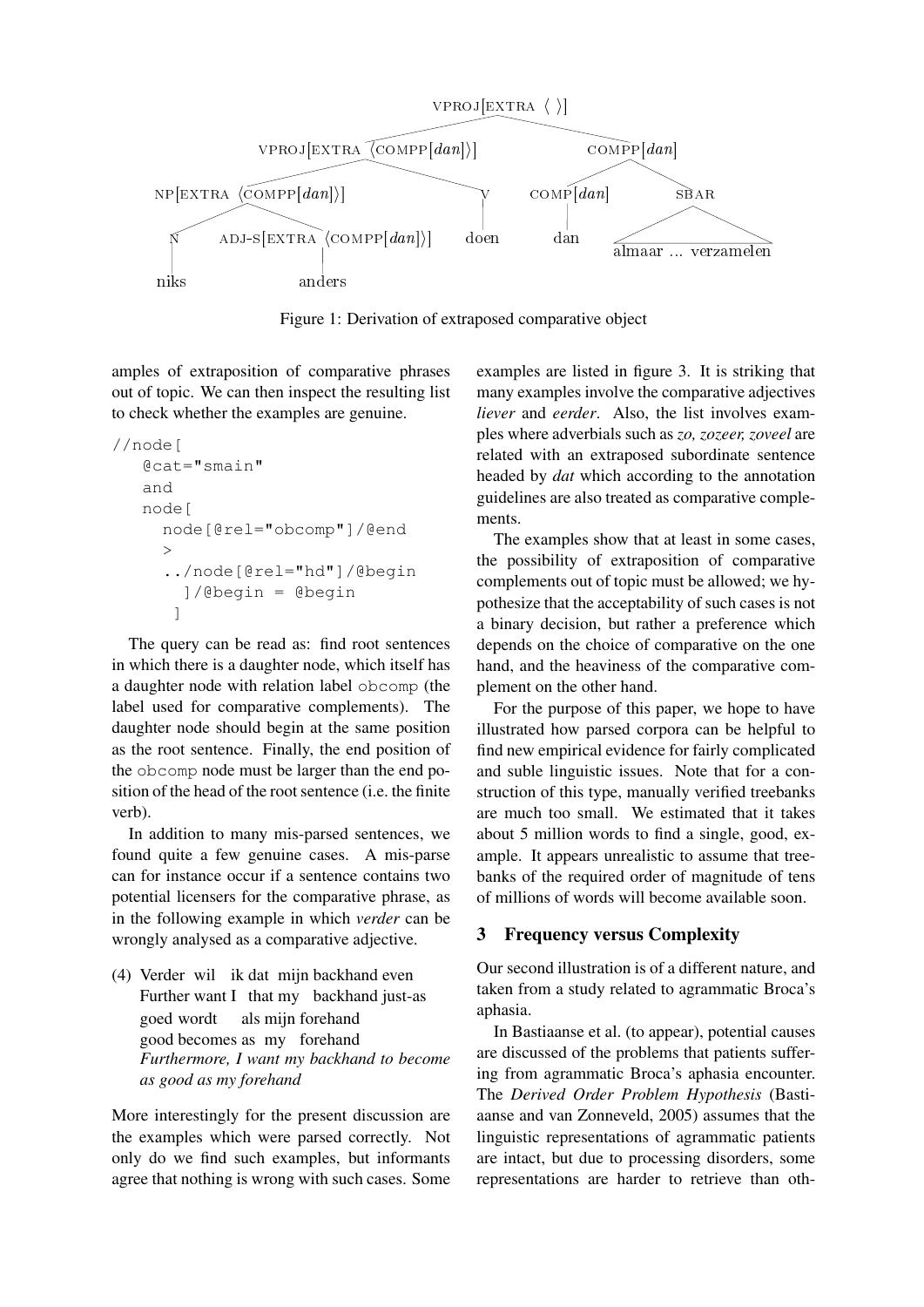```
                              VPROJ[EXTRA ⟨ ⟩]
                 ┌──────────────────┴──────────────────┐
   VPROJ[EXTRA ⟨COMPP[dan]⟩]                       COMPP[dan]
        ┌───────────────┴──────────┐               ┌─────┴─────┐
NP[EXTRA ⟨COMPP[dan]⟩]             V          COMP[dan]       SBAR
   ┌──────────┴──────────┐         |              |             /\
   N   ADJ-S[EXTRA ⟨COMPP[dan]⟩]  doen           dan   almaar ... verzamelen
   |             |
  niks        anders
```

Figure 1: Derivation of extraposed comparative object

amples of extraposition of comparative phrases out of topic. We can then inspect the resulting list to check whether the examples are genuine.

```
//node[
   @cat="smain"
   and
   node[
     node[@rel="obcomp"]/@end
     >
     ../node[@rel="hd"]/@begin
       ]/@begin = @begin
     ]
```

The query can be read as: find root sentences in which there is a daughter node, which itself has a daughter node with relation label `obcomp` (the label used for comparative complements). The daughter node should begin at the same position as the root sentence. Finally, the end position of the `obcomp` node must be larger than the end position of the head of the root sentence (i.e. the finite verb).

In addition to many mis-parsed sentences, we found quite a few genuine cases. A mis-parse can for instance occur if a sentence contains two potential licensers for the comparative phrase, as in the following example in which *verder* can be wrongly analysed as a comparative adjective.

(4) Verder wil ik dat mijn backhand even
Further want I that my backhand just-as
goed wordt als mijn forehand
good becomes as my forehand
*Furthermore, I want my backhand to become as good as my forehand*

More interestingly for the present discussion are the examples which were parsed correctly. Not only do we find such examples, but informants agree that nothing is wrong with such cases. Some examples are listed in figure 3. It is striking that many examples involve the comparative adjectives *liever* and *eerder*. Also, the list involves examples where adverbials such as *zo, zozeer, zoveel* are related with an extraposed subordinate sentence headed by *dat* which according to the annotation guidelines are also treated as comparative complements.

The examples show that at least in some cases, the possibility of extraposition of comparative complements out of topic must be allowed; we hypothesize that the acceptability of such cases is not a binary decision, but rather a preference which depends on the choice of comparative on the one hand, and the heaviness of the comparative complement on the other hand.

For the purpose of this paper, we hope to have illustrated how parsed corpora can be helpful to find new empirical evidence for fairly complicated and suble linguistic issues. Note that for a construction of this type, manually verified treebanks are much too small. We estimated that it takes about 5 million words to find a single, good, example. It appears unrealistic to assume that treebanks of the required order of magnitude of tens of millions of words will become available soon.

## 3 Frequency versus Complexity

Our second illustration is of a different nature, and taken from a study related to agrammatic Broca's aphasia.

In Bastiaanse et al. (to appear), potential causes are discussed of the problems that patients suffering from agrammatic Broca's aphasia encounter. The *Derived Order Problem Hypothesis* (Bastiaanse and van Zonneveld, 2005) assumes that the linguistic representations of agrammatic patients are intact, but due to processing disorders, some representations are harder to retrieve than oth-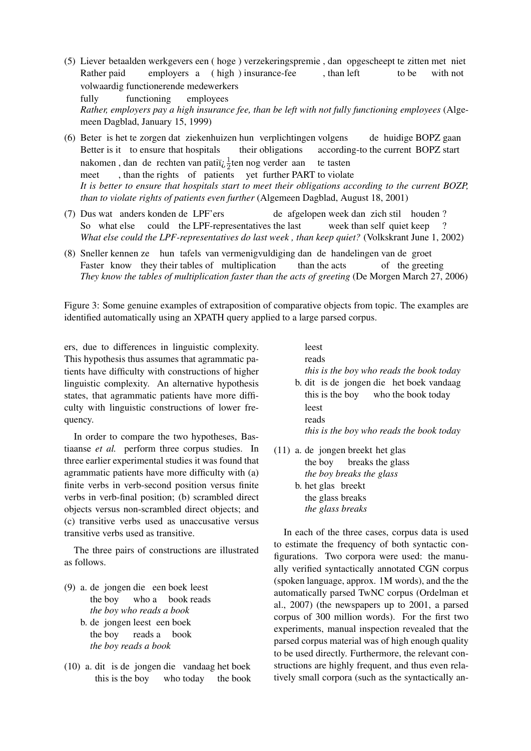(5) Liever betaalden werkgevers een ( hoge ) verzekeringspremie , dan opgescheept te zitten met niet volwaardig functionerende medewerkers
Rather paid employers a ( high ) insurance-fee , than left to be with not fully functioning employees
*Rather, employers pay a high insurance fee, than be left with not fully functioning employees* (Algemeen Dagblad, January 15, 1999)

(6) Beter is het te zorgen dat ziekenhuizen hun verplichtingen volgens de huidige BOPZ gaan nakomen , dan de rechten van patiï¿½ten nog verder aan te tasten
Better is it to ensure that hospitals their obligations according-to the current BOPZ start meet , than the rights of patients yet further PART to violate
*It is better to ensure that hospitals start to meet their obligations according to the current BOZP, than to violate rights of patients even further* (Algemeen Dagblad, August 18, 2001)

(7) Dus wat anders konden de LPF'ers de afgelopen week dan zich stil houden ?
So what else could the LPF-representatives the last week than self quiet keep ?
*What else could the LPF-representatives do last week , than keep quiet?* (Volkskrant June 1, 2002)

(8) Sneller kennen ze hun tafels van vermenigvuldiging dan de handelingen van de groet
Faster know they their tables of multiplication than the acts of the greeting
*They know the tables of multiplication faster than the acts of greeting* (De Morgen March 27, 2006)

Figure 3: Some genuine examples of extraposition of comparative objects from topic. The examples are identified automatically using an XPATH query applied to a large parsed corpus.

ers, due to differences in linguistic complexity. This hypothesis thus assumes that agrammatic patients have difficulty with constructions of higher linguistic complexity. An alternative hypothesis states, that agrammatic patients have more difficulty with linguistic constructions of lower frequency.

In order to compare the two hypotheses, Bastiaanse *et al.* perform three corpus studies. In three earlier experimental studies it was found that agrammatic patients have more difficulty with (a) finite verbs in verb-second position versus finite verbs in verb-final position; (b) scrambled direct objects versus non-scrambled direct objects; and (c) transitive verbs used as unaccusative versus transitive verbs used as transitive.

The three pairs of constructions are illustrated as follows.

(9) a. de jongen die een boek leest
the boy who a book reads
*the boy who reads a book*

b. de jongen leest een boek
the boy reads a book
*the boy reads a book*

(10) a. dit is de jongen die vandaag het boek leest
this is the boy who today the book reads
*this is the boy who reads the book today*

b. dit is de jongen die het boek vandaag leest
this is the boy who the book today reads
*this is the boy who reads the book today*

(11) a. de jongen breekt het glas
the boy breaks the glass
*the boy breaks the glass*

b. het glas breekt
the glass breaks
*the glass breaks*

In each of the three cases, corpus data is used to estimate the frequency of both syntactic configurations. Two corpora were used: the manually verified syntactically annotated CGN corpus (spoken language, approx. 1M words), and the the automatically parsed TwNC corpus (Ordelman et al., 2007) (the newspapers up to 2001, a parsed corpus of 300 million words). For the first two experiments, manual inspection revealed that the parsed corpus material was of high enough quality to be used directly. Furthermore, the relevant constructions are highly frequent, and thus even relatively small corpora (such as the syntactically an-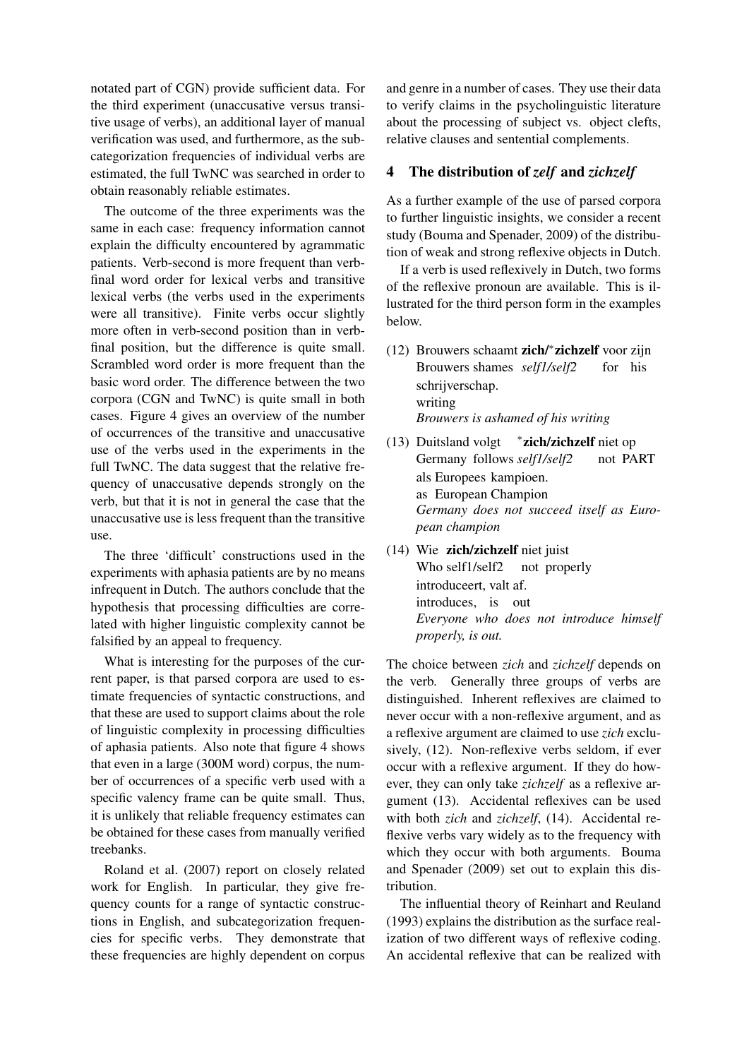notated part of CGN) provide sufficient data. For the third experiment (unaccusative versus transitive usage of verbs), an additional layer of manual verification was used, and furthermore, as the subcategorization frequencies of individual verbs are estimated, the full TwNC was searched in order to obtain reasonably reliable estimates.

The outcome of the three experiments was the same in each case: frequency information cannot explain the difficulty encountered by agrammatic patients. Verb-second is more frequent than verb-final word order for lexical verbs and transitive lexical verbs (the verbs used in the experiments were all transitive). Finite verbs occur slightly more often in verb-second position than in verb-final position, but the difference is quite small. Scrambled word order is more frequent than the basic word order. The difference between the two corpora (CGN and TwNC) is quite small in both cases. Figure 4 gives an overview of the number of occurrences of the transitive and unaccusative use of the verbs used in the experiments in the full TwNC. The data suggest that the relative frequency of unaccusative depends strongly on the verb, but that it is not in general the case that the unaccusative use is less frequent than the transitive use.

The three 'difficult' constructions used in the experiments with aphasia patients are by no means infrequent in Dutch. The authors conclude that the hypothesis that processing difficulties are correlated with higher linguistic complexity cannot be falsified by an appeal to frequency.

What is interesting for the purposes of the current paper, is that parsed corpora are used to estimate frequencies of syntactic constructions, and that these are used to support claims about the role of linguistic complexity in processing difficulties of aphasia patients. Also note that figure 4 shows that even in a large (300M word) corpus, the number of occurrences of a specific verb used with a specific valency frame can be quite small. Thus, it is unlikely that reliable frequency estimates can be obtained for these cases from manually verified treebanks.

Roland et al. (2007) report on closely related work for English. In particular, they give frequency counts for a range of syntactic constructions in English, and subcategorization frequencies for specific verbs. They demonstrate that these frequencies are highly dependent on corpus and genre in a number of cases. They use their data to verify claims in the psycholinguistic literature about the processing of subject vs. object clefts, relative clauses and sentential complements.

## 4 The distribution of *zelf* and *zichzelf*

As a further example of the use of parsed corpora to further linguistic insights, we consider a recent study (Bouma and Spenader, 2009) of the distribution of weak and strong reflexive objects in Dutch.

If a verb is used reflexively in Dutch, two forms of the reflexive pronoun are available. This is illustrated for the third person form in the examples below.

(12) Brouwers schaamt **zich**/\***zichzelf** voor zijn schrijverschap.
Brouwers shames *self1/self2* for his writing
*Brouwers is ashamed of his writing*

(13) Duitsland volgt \***zich**/**zichzelf** niet op als Europees kampioen.
Germany follows *self1/self2* not PART as European Champion
*Germany does not succeed itself as European champion*

(14) Wie **zich**/**zichzelf** niet juist introduceert, valt af.
Who self1/self2 not properly introduces, is out
*Everyone who does not introduce himself properly, is out.*

The choice between *zich* and *zichzelf* depends on the verb. Generally three groups of verbs are distinguished. Inherent reflexives are claimed to never occur with a non-reflexive argument, and as a reflexive argument are claimed to use *zich* exclusively, (12). Non-reflexive verbs seldom, if ever occur with a reflexive argument. If they do however, they can only take *zichzelf* as a reflexive argument (13). Accidental reflexives can be used with both *zich* and *zichzelf*, (14). Accidental reflexive verbs vary widely as to the frequency with which they occur with both arguments. Bouma and Spenader (2009) set out to explain this distribution.

The influential theory of Reinhart and Reuland (1993) explains the distribution as the surface realization of two different ways of reflexive coding. An accidental reflexive that can be realized with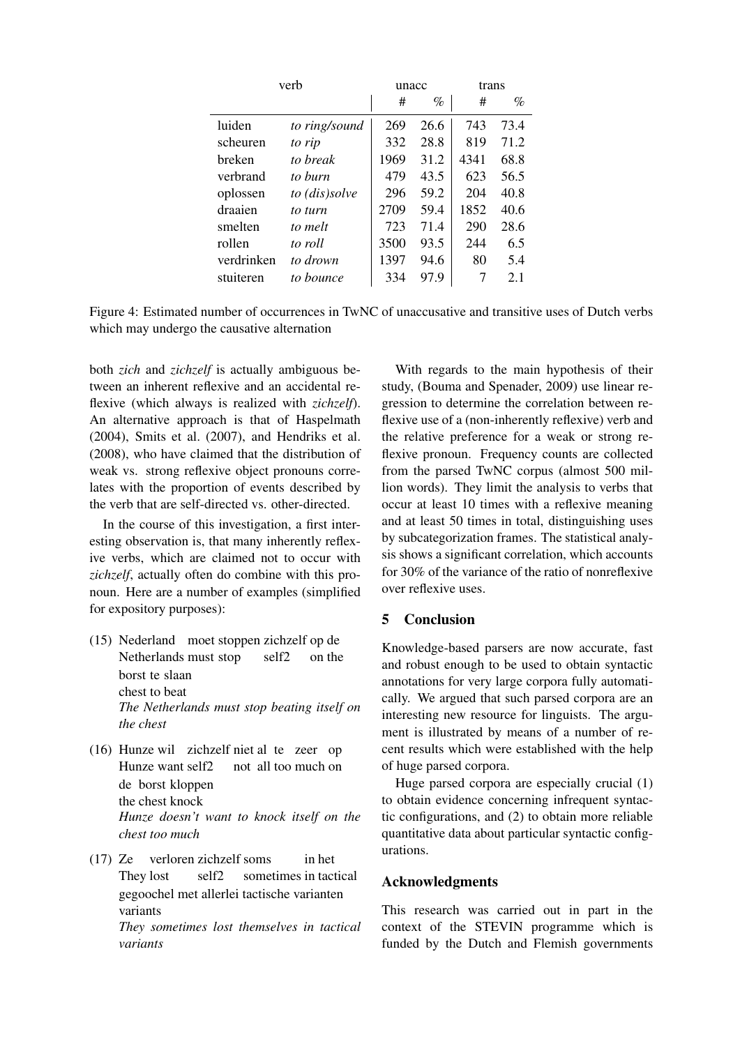| verb | | unacc | | trans | |
|---|---|---|---|---|---|
| | | # | % | # | % |
| luiden | *to ring/sound* | 269 | 26.6 | 743 | 73.4 |
| scheuren | *to rip* | 332 | 28.8 | 819 | 71.2 |
| breken | *to break* | 1969 | 31.2 | 4341 | 68.8 |
| verbrand | *to burn* | 479 | 43.5 | 623 | 56.5 |
| oplossen | *to (dis)solve* | 296 | 59.2 | 204 | 40.8 |
| draaien | *to turn* | 2709 | 59.4 | 1852 | 40.6 |
| smelten | *to melt* | 723 | 71.4 | 290 | 28.6 |
| rollen | *to roll* | 3500 | 93.5 | 244 | 6.5 |
| verdrinken | *to drown* | 1397 | 94.6 | 80 | 5.4 |
| stuiteren | *to bounce* | 334 | 97.9 | 7 | 2.1 |

Figure 4: Estimated number of occurrences in TwNC of unaccusative and transitive uses of Dutch verbs which may undergo the causative alternation

both *zich* and *zichzelf* is actually ambiguous between an inherent reflexive and an accidental reflexive (which always is realized with *zichzelf*). An alternative approach is that of Haspelmath (2004), Smits et al. (2007), and Hendriks et al. (2008), who have claimed that the distribution of weak vs. strong reflexive object pronouns correlates with the proportion of events described by the verb that are self-directed vs. other-directed.

In the course of this investigation, a first interesting observation is, that many inherently reflexive verbs, which are claimed not to occur with *zichzelf*, actually often do combine with this pronoun. Here are a number of examples (simplified for expository purposes):

(15) Nederland moet stoppen zichzelf op de borst te slaan
Netherlands must stop self2 on the chest to beat
*The Netherlands must stop beating itself on the chest*

(16) Hunze wil zichzelf niet al te zeer op de borst kloppen
Hunze want self2 not all too much on the chest knock
*Hunze doesn't want to knock itself on the chest too much*

(17) Ze verloren zichzelf soms in het gegoochel met allerlei tactische varianten
They lost self2 sometimes in tactical variants
*They sometimes lost themselves in tactical variants*

With regards to the main hypothesis of their study, (Bouma and Spenader, 2009) use linear regression to determine the correlation between reflexive use of a (non-inherently reflexive) verb and the relative preference for a weak or strong reflexive pronoun. Frequency counts are collected from the parsed TwNC corpus (almost 500 million words). They limit the analysis to verbs that occur at least 10 times with a reflexive meaning and at least 50 times in total, distinguishing uses by subcategorization frames. The statistical analysis shows a significant correlation, which accounts for 30% of the variance of the ratio of nonreflexive over reflexive uses.

## 5 Conclusion

Knowledge-based parsers are now accurate, fast and robust enough to be used to obtain syntactic annotations for very large corpora fully automatically. We argued that such parsed corpora are an interesting new resource for linguists. The argument is illustrated by means of a number of recent results which were established with the help of huge parsed corpora.

Huge parsed corpora are especially crucial (1) to obtain evidence concerning infrequent syntactic configurations, and (2) to obtain more reliable quantitative data about particular syntactic configurations.

## Acknowledgments

This research was carried out in part in the context of the STEVIN programme which is funded by the Dutch and Flemish governments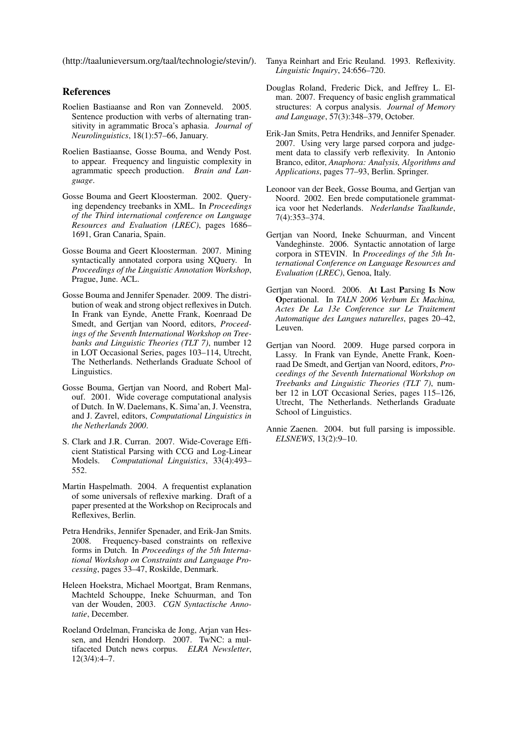(http://taalunieversum.org/taal/technologie/stevin/).

## References

Roelien Bastiaanse and Ron van Zonneveld. 2005. Sentence production with verbs of alternating transitivity in agrammatic Broca's aphasia. *Journal of Neurolinguistics*, 18(1):57–66, January.

Roelien Bastiaanse, Gosse Bouma, and Wendy Post. to appear. Frequency and linguistic complexity in agrammatic speech production. *Brain and Language*.

Gosse Bouma and Geert Kloosterman. 2002. Querying dependency treebanks in XML. In *Proceedings of the Third international conference on Language Resources and Evaluation (LREC)*, pages 1686–1691, Gran Canaria, Spain.

Gosse Bouma and Geert Kloosterman. 2007. Mining syntactically annotated corpora using XQuery. In *Proceedings of the Linguistic Annotation Workshop*, Prague, June. ACL.

Gosse Bouma and Jennifer Spenader. 2009. The distribution of weak and strong object reflexives in Dutch. In Frank van Eynde, Anette Frank, Koenraad De Smedt, and Gertjan van Noord, editors, *Proceedings of the Seventh International Workshop on Treebanks and Linguistic Theories (TLT 7)*, number 12 in LOT Occasional Series, pages 103–114, Utrecht, The Netherlands. Netherlands Graduate School of Linguistics.

Gosse Bouma, Gertjan van Noord, and Robert Malouf. 2001. Wide coverage computational analysis of Dutch. In W. Daelemans, K. Sima'an, J. Veenstra, and J. Zavrel, editors, *Computational Linguistics in the Netherlands 2000*.

S. Clark and J.R. Curran. 2007. Wide-Coverage Efficient Statistical Parsing with CCG and Log-Linear Models. *Computational Linguistics*, 33(4):493–552.

Martin Haspelmath. 2004. A frequentist explanation of some universals of reflexive marking. Draft of a paper presented at the Workshop on Reciprocals and Reflexives, Berlin.

Petra Hendriks, Jennifer Spenader, and Erik-Jan Smits. 2008. Frequency-based constraints on reflexive forms in Dutch. In *Proceedings of the 5th International Workshop on Constraints and Language Processing*, pages 33–47, Roskilde, Denmark.

Heleen Hoekstra, Michael Moortgat, Bram Renmans, Machteld Schouppe, Ineke Schuurman, and Ton van der Wouden, 2003. *CGN Syntactische Annotatie*, December.

Roeland Ordelman, Franciska de Jong, Arjan van Hessen, and Hendri Hondorp. 2007. TwNC: a multifaceted Dutch news corpus. *ELRA Newsletter*, 12(3/4):4–7.

Tanya Reinhart and Eric Reuland. 1993. Reflexivity. *Linguistic Inquiry*, 24:656–720.

Douglas Roland, Frederic Dick, and Jeffrey L. Elman. 2007. Frequency of basic english grammatical structures: A corpus analysis. *Journal of Memory and Language*, 57(3):348–379, October.

Erik-Jan Smits, Petra Hendriks, and Jennifer Spenader. 2007. Using very large parsed corpora and judgement data to classify verb reflexivity. In Antonio Branco, editor, *Anaphora: Analysis, Algorithms and Applications*, pages 77–93, Berlin. Springer.

Leonoor van der Beek, Gosse Bouma, and Gertjan van Noord. 2002. Een brede computationele grammatica voor het Nederlands. *Nederlandse Taalkunde*, 7(4):353–374.

Gertjan van Noord, Ineke Schuurman, and Vincent Vandeghinste. 2006. Syntactic annotation of large corpora in STEVIN. In *Proceedings of the 5th International Conference on Language Resources and Evaluation (LREC)*, Genoa, Italy.

Gertjan van Noord. 2006. **A**t **L**ast **P**arsing **I**s **N**ow **O**perational. In *TALN 2006 Verbum Ex Machina, Actes De La 13e Conference sur Le Traitement Automatique des Langues naturelles*, pages 20–42, Leuven.

Gertjan van Noord. 2009. Huge parsed corpora in Lassy. In Frank van Eynde, Anette Frank, Koenraad De Smedt, and Gertjan van Noord, editors, *Proceedings of the Seventh International Workshop on Treebanks and Linguistic Theories (TLT 7)*, number 12 in LOT Occasional Series, pages 115–126, Utrecht, The Netherlands. Netherlands Graduate School of Linguistics.

Annie Zaenen. 2004. but full parsing is impossible. *ELSNEWS*, 13(2):9–10.